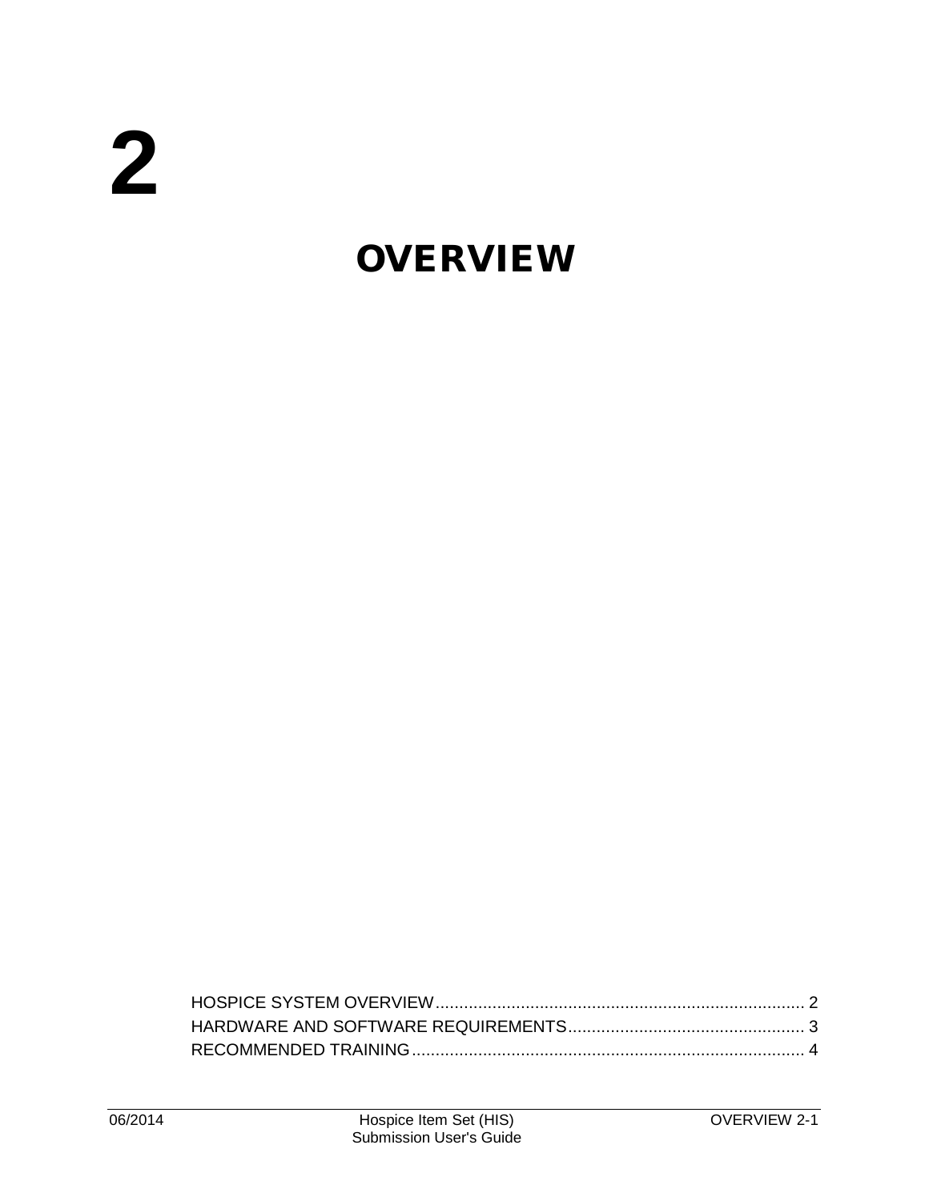# 2

# OVERVIEW

HOSPICE SYSTEM OVERVIEW............................................................................ 2
HARDWARE AND SOFTWARE REQUIREMENTS.................................................. 3
RECOMMENDED TRAINING.................................................................................. 4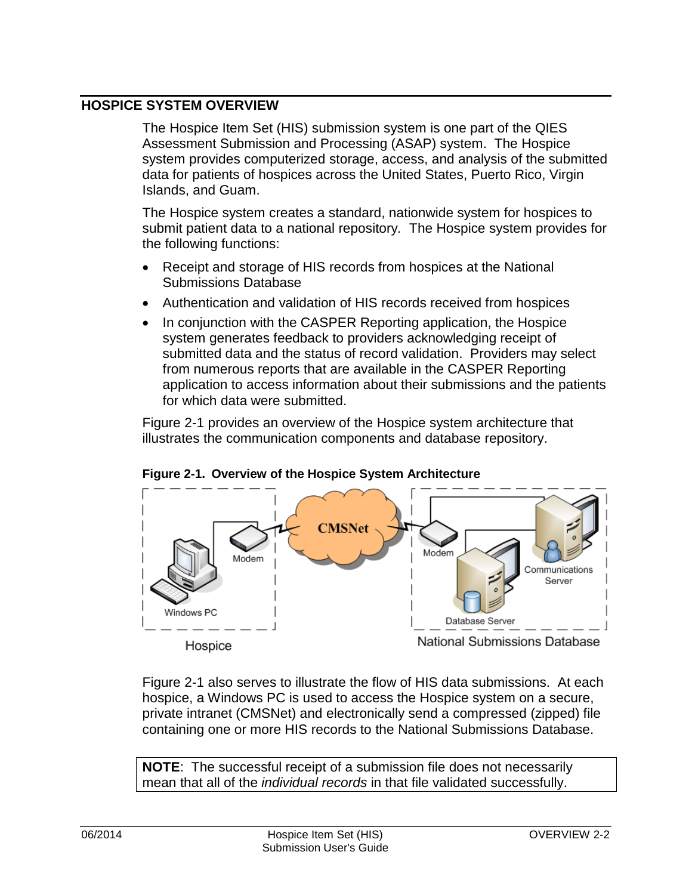## HOSPICE SYSTEM OVERVIEW

The Hospice Item Set (HIS) submission system is one part of the QIES Assessment Submission and Processing (ASAP) system. The Hospice system provides computerized storage, access, and analysis of the submitted data for patients of hospices across the United States, Puerto Rico, Virgin Islands, and Guam.

The Hospice system creates a standard, nationwide system for hospices to submit patient data to a national repository. The Hospice system provides for the following functions:

- Receipt and storage of HIS records from hospices at the National Submissions Database
- Authentication and validation of HIS records received from hospices
- In conjunction with the CASPER Reporting application, the Hospice system generates feedback to providers acknowledging receipt of submitted data and the status of record validation. Providers may select from numerous reports that are available in the CASPER Reporting application to access information about their submissions and the patients for which data were submitted.

Figure 2-1 provides an overview of the Hospice system architecture that illustrates the communication components and database repository.

**Figure 2-1. Overview of the Hospice System Architecture**

Figure 2-1 also serves to illustrate the flow of HIS data submissions. At each hospice, a Windows PC is used to access the Hospice system on a secure, private intranet (CMSNet) and electronically send a compressed (zipped) file containing one or more HIS records to the National Submissions Database.

> **NOTE**: The successful receipt of a submission file does not necessarily mean that all of the *individual records* in that file validated successfully.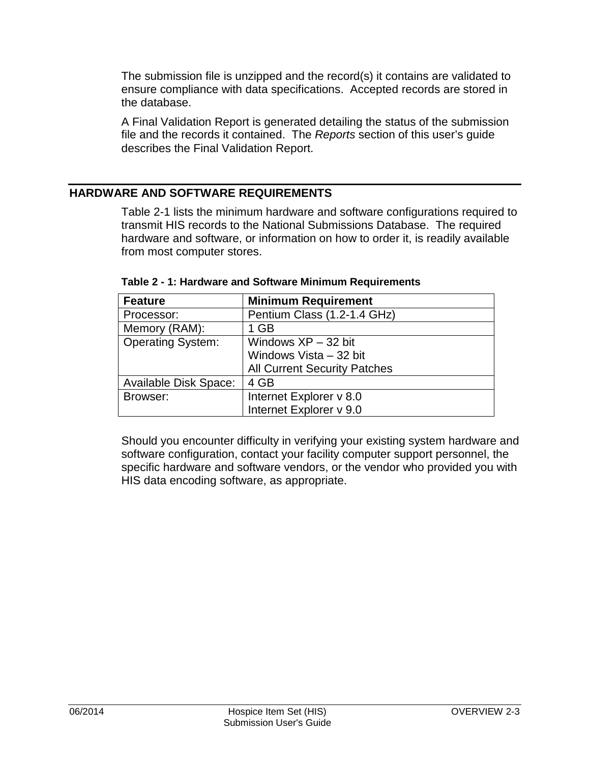The submission file is unzipped and the record(s) it contains are validated to ensure compliance with data specifications.  Accepted records are stored in the database.

A Final Validation Report is generated detailing the status of the submission file and the records it contained.  The *Reports* section of this user's guide describes the Final Validation Report.

## HARDWARE AND SOFTWARE REQUIREMENTS

Table 2-1 lists the minimum hardware and software configurations required to transmit HIS records to the National Submissions Database.  The required hardware and software, or information on how to order it, is readily available from most computer stores.

**Table 2 - 1: Hardware and Software Minimum Requirements**

| Feature | Minimum Requirement |
|---|---|
| Processor: | Pentium Class (1.2-1.4 GHz) |
| Memory (RAM): | 1 GB |
| Operating System: | Windows XP – 32 bit<br>Windows Vista – 32 bit<br>All Current Security Patches |
| Available Disk Space: | 4 GB |
| Browser: | Internet Explorer v 8.0<br>Internet Explorer v 9.0 |

Should you encounter difficulty in verifying your existing system hardware and software configuration, contact your facility computer support personnel, the specific hardware and software vendors, or the vendor who provided you with HIS data encoding software, as appropriate.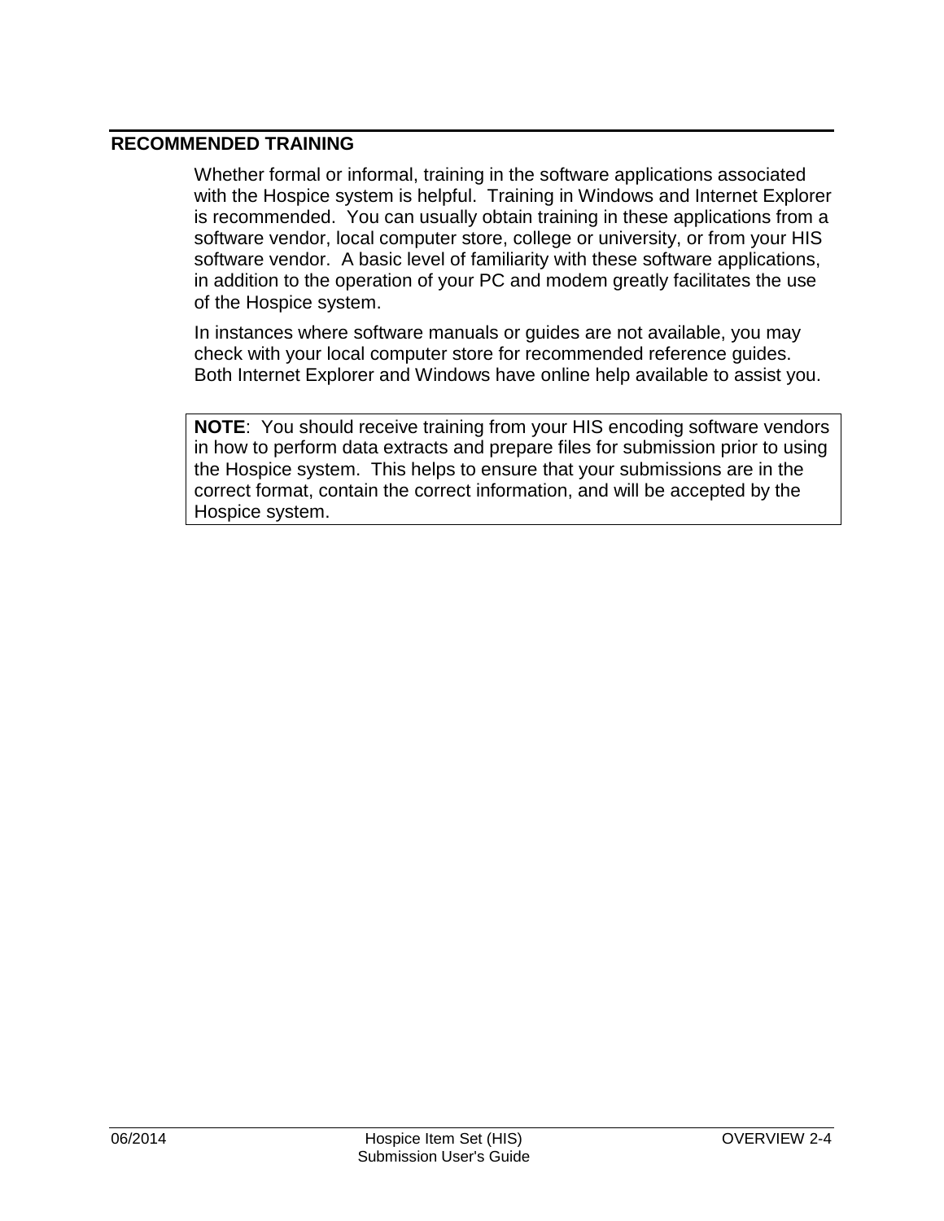## RECOMMENDED TRAINING

Whether formal or informal, training in the software applications associated with the Hospice system is helpful. Training in Windows and Internet Explorer is recommended. You can usually obtain training in these applications from a software vendor, local computer store, college or university, or from your HIS software vendor. A basic level of familiarity with these software applications, in addition to the operation of your PC and modem greatly facilitates the use of the Hospice system.

In instances where software manuals or guides are not available, you may check with your local computer store for recommended reference guides. Both Internet Explorer and Windows have online help available to assist you.

> **NOTE**: You should receive training from your HIS encoding software vendors in how to perform data extracts and prepare files for submission prior to using the Hospice system. This helps to ensure that your submissions are in the correct format, contain the correct information, and will be accepted by the Hospice system.